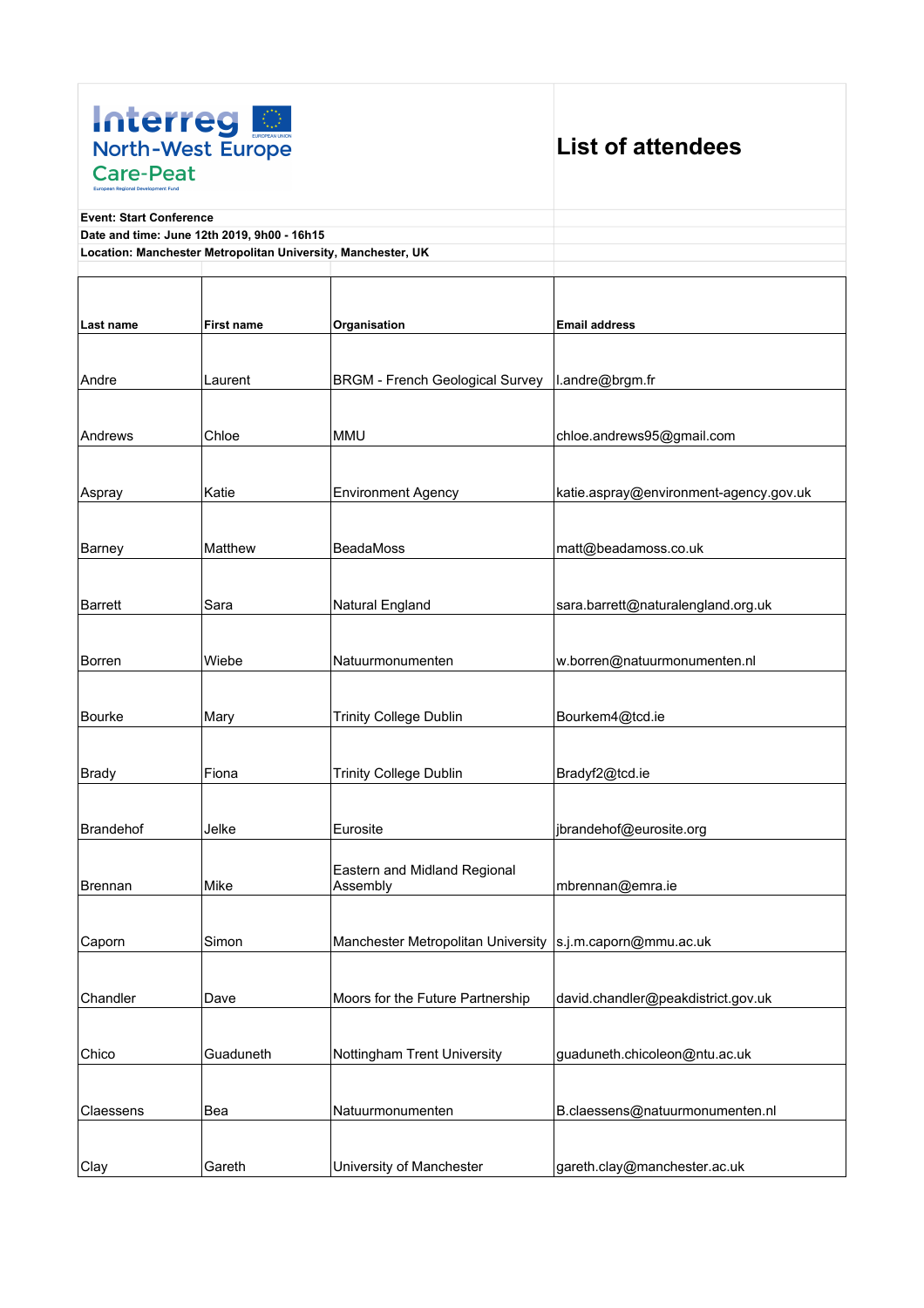Interreg North-West Europe Care-Peat

European Regional Development Fund

# List of attendees

**Event: Start Conference**

**Date and time: June 12th 2019, 9h00 - 16h15**

**Location: Manchester Metropolitan University, Manchester, UK**

| Last name | First name | Organisation | Email address |
|---|---|---|---|
| Andre | Laurent | BRGM - French Geological Survey | l.andre@brgm.fr |
| Andrews | Chloe | MMU | chloe.andrews95@gmail.com |
| Aspray | Katie | Environment Agency | katie.aspray@environment-agency.gov.uk |
| Barney | Matthew | BeadaMoss | matt@beadamoss.co.uk |
| Barrett | Sara | Natural England | sara.barrett@naturalengland.org.uk |
| Borren | Wiebe | Natuurmonumenten | w.borren@natuurmonumenten.nl |
| Bourke | Mary | Trinity College Dublin | Bourkem4@tcd.ie |
| Brady | Fiona | Trinity College Dublin | Bradyf2@tcd.ie |
| Brandehof | Jelke | Eurosite | jbrandehof@eurosite.org |
| Brennan | Mike | Eastern and Midland Regional Assembly | mbrennan@emra.ie |
| Caporn | Simon | Manchester Metropolitan University | s.j.m.caporn@mmu.ac.uk |
| Chandler | Dave | Moors for the Future Partnership | david.chandler@peakdistrict.gov.uk |
| Chico | Guaduneth | Nottingham Trent University | guaduneth.chicoleon@ntu.ac.uk |
| Claessens | Bea | Natuurmonumenten | B.claessens@natuurmonumenten.nl |
| Clay | Gareth | University of Manchester | gareth.clay@manchester.ac.uk |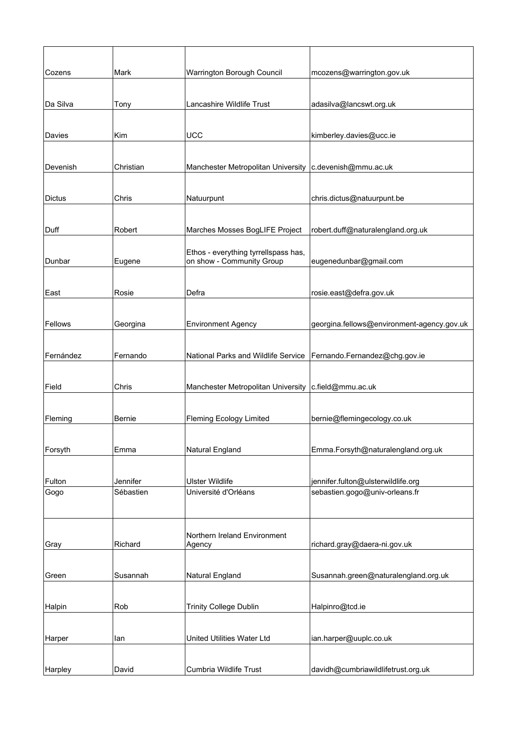| | | | |
|---|---|---|---|
| Cozens | Mark | Warrington Borough Council | mcozens@warrington.gov.uk |
| Da Silva | Tony | Lancashire Wildlife Trust | adasilva@lancswt.org.uk |
| Davies | Kim | UCC | kimberley.davies@ucc.ie |
| Devenish | Christian | Manchester Metropolitan University | c.devenish@mmu.ac.uk |
| Dictus | Chris | Natuurpunt | chris.dictus@natuurpunt.be |
| Duff | Robert | Marches Mosses BogLIFE Project | robert.duff@naturalengland.org.uk |
| Dunbar | Eugene | Ethos - everything tyrrellspass has, on show - Community Group | eugenedunbar@gmail.com |
| East | Rosie | Defra | rosie.east@defra.gov.uk |
| Fellows | Georgina | Environment Agency | georgina.fellows@environment-agency.gov.uk |
| Fernández | Fernando | National Parks and Wildlife Service | Fernando.Fernandez@chg.gov.ie |
| Field | Chris | Manchester Metropolitan University | c.field@mmu.ac.uk |
| Fleming | Bernie | Fleming Ecology Limited | bernie@flemingecology.co.uk |
| Forsyth | Emma | Natural England | Emma.Forsyth@naturalengland.org.uk |
| Fulton | Jennifer | Ulster Wildlife | jennifer.fulton@ulsterwildlife.org |
| Gogo | Sébastien | Université d'Orléans | sebastien.gogo@univ-orleans.fr |
| Gray | Richard | Northern Ireland Environment Agency | richard.gray@daera-ni.gov.uk |
| Green | Susannah | Natural England | Susannah.green@naturalengland.org.uk |
| Halpin | Rob | Trinity College Dublin | Halpinro@tcd.ie |
| Harper | Ian | United Utilities Water Ltd | ian.harper@uuplc.co.uk |
| Harpley | David | Cumbria Wildlife Trust | davidh@cumbriawildlifetrust.org.uk |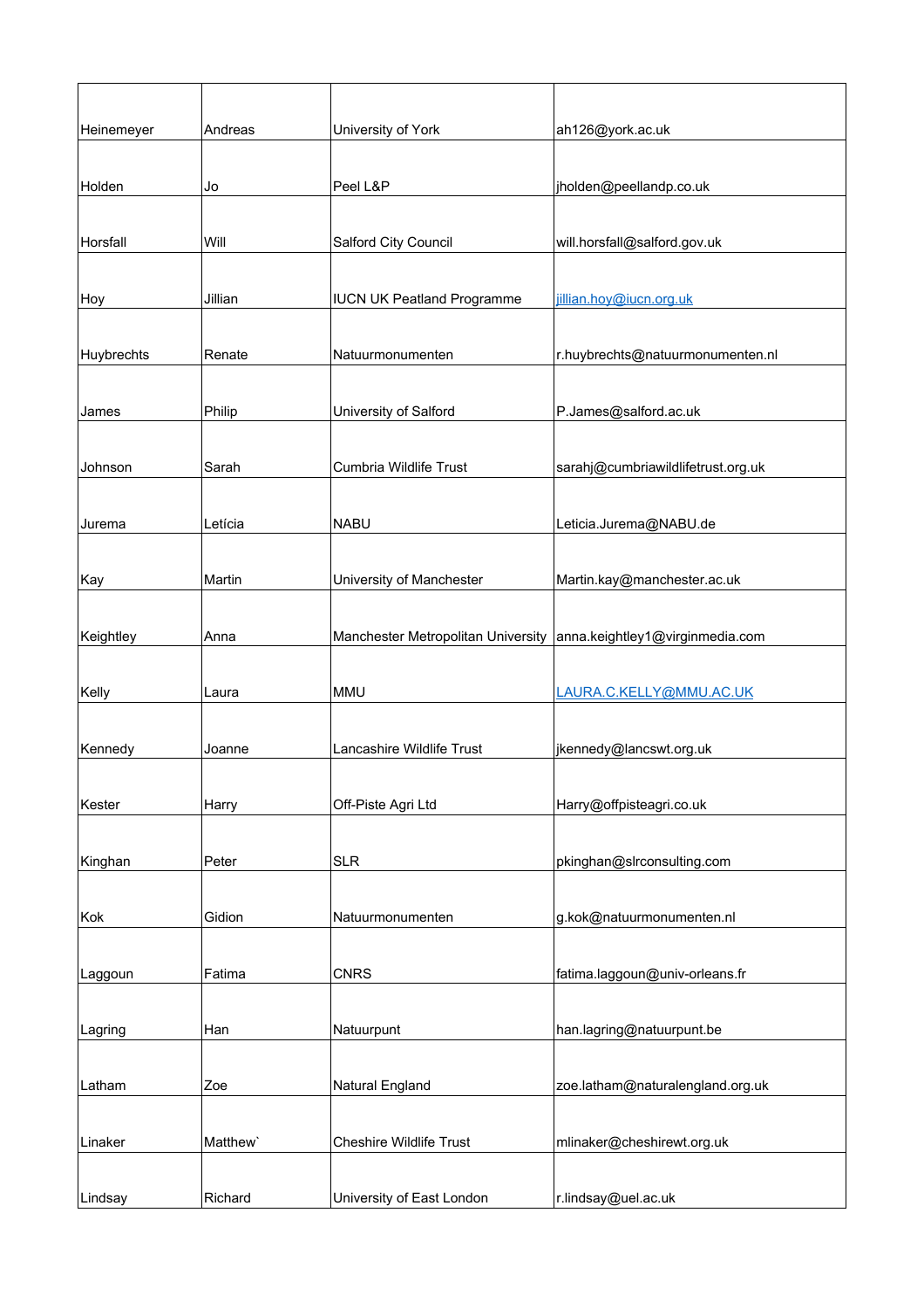| | | | |
|---|---|---|---|
| Heinemeyer | Andreas | University of York | ah126@york.ac.uk |
| Holden | Jo | Peel L&P | jholden@peellandp.co.uk |
| Horsfall | Will | Salford City Council | will.horsfall@salford.gov.uk |
| Hoy | Jillian | IUCN UK Peatland Programme | jillian.hoy@iucn.org.uk |
| Huybrechts | Renate | Natuurmonumenten | r.huybrechts@natuurmonumenten.nl |
| James | Philip | University of Salford | P.James@salford.ac.uk |
| Johnson | Sarah | Cumbria Wildlife Trust | sarahj@cumbriawildlifetrust.org.uk |
| Jurema | Letícia | NABU | Leticia.Jurema@NABU.de |
| Kay | Martin | University of Manchester | Martin.kay@manchester.ac.uk |
| Keightley | Anna | Manchester Metropolitan University | anna.keightley1@virginmedia.com |
| Kelly | Laura | MMU | LAURA.C.KELLY@MMU.AC.UK |
| Kennedy | Joanne | Lancashire Wildlife Trust | jkennedy@lancswt.org.uk |
| Kester | Harry | Off-Piste Agri Ltd | Harry@offpisteagri.co.uk |
| Kinghan | Peter | SLR | pkinghan@slrconsulting.com |
| Kok | Gidion | Natuurmonumenten | g.kok@natuurmonumenten.nl |
| Laggoun | Fatima | CNRS | fatima.laggoun@univ-orleans.fr |
| Lagring | Han | Natuurpunt | han.lagring@natuurpunt.be |
| Latham | Zoe | Natural England | zoe.latham@naturalengland.org.uk |
| Linaker | Matthew` | Cheshire Wildlife Trust | mlinaker@cheshirewt.org.uk |
| Lindsay | Richard | University of East London | r.lindsay@uel.ac.uk |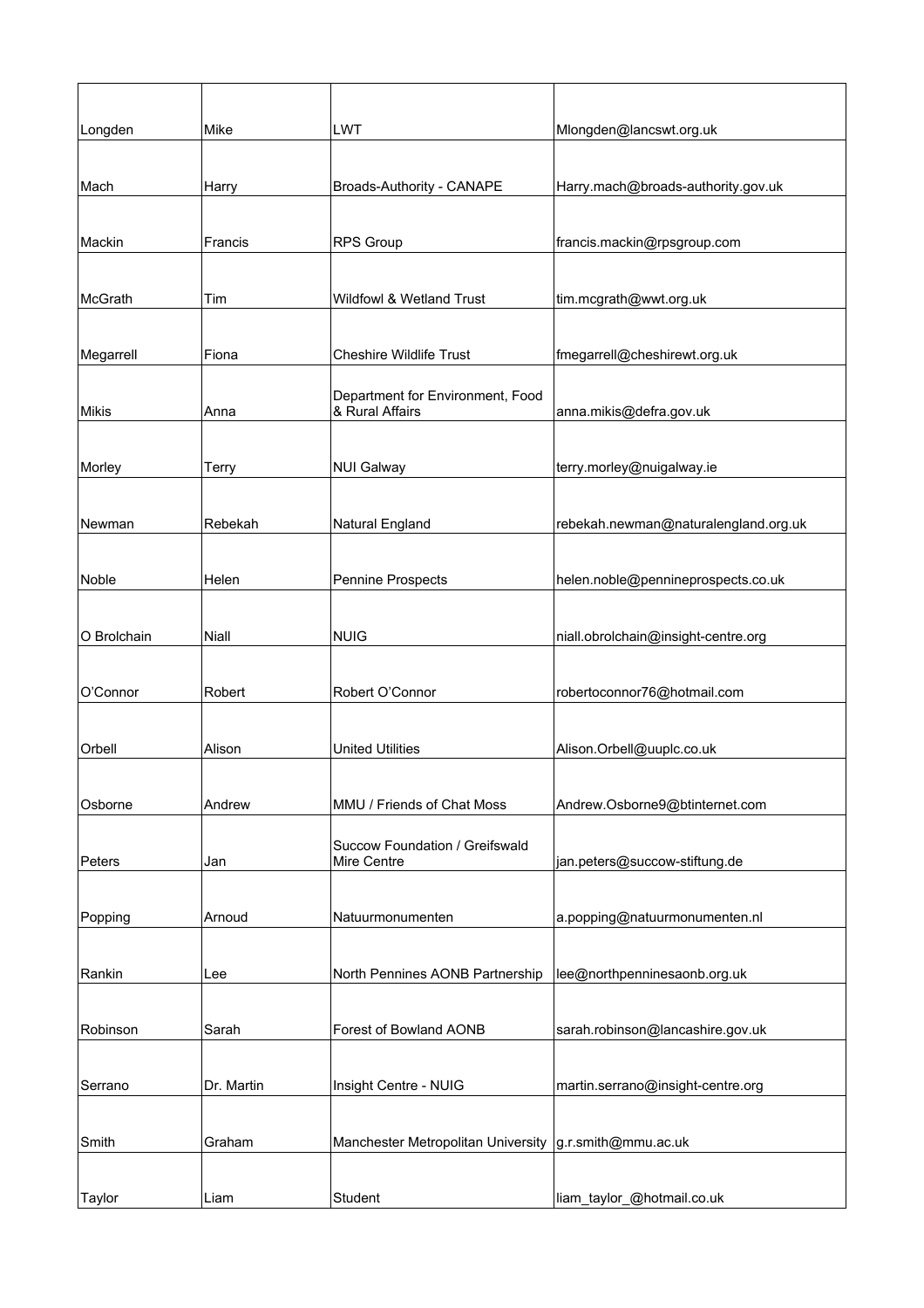| Longden | Mike | LWT | Mlongden@lancswt.org.uk |
|---|---|---|---|
| Mach | Harry | Broads-Authority - CANAPE | Harry.mach@broads-authority.gov.uk |
| Mackin | Francis | RPS Group | francis.mackin@rpsgroup.com |
| McGrath | Tim | Wildfowl & Wetland Trust | tim.mcgrath@wwt.org.uk |
| Megarrell | Fiona | Cheshire Wildlife Trust | fmegarrell@cheshirewt.org.uk |
| Mikis | Anna | Department for Environment, Food & Rural Affairs | anna.mikis@defra.gov.uk |
| Morley | Terry | NUI Galway | terry.morley@nuigalway.ie |
| Newman | Rebekah | Natural England | rebekah.newman@naturalengland.org.uk |
| Noble | Helen | Pennine Prospects | helen.noble@pennineprospects.co.uk |
| O Brolchain | Niall | NUIG | niall.obrolchain@insight-centre.org |
| O'Connor | Robert | Robert O'Connor | robertoconnor76@hotmail.com |
| Orbell | Alison | United Utilities | Alison.Orbell@uuplc.co.uk |
| Osborne | Andrew | MMU / Friends of Chat Moss | Andrew.Osborne9@btinternet.com |
| Peters | Jan | Succow Foundation / Greifswald Mire Centre | jan.peters@succow-stiftung.de |
| Popping | Arnoud | Natuurmonumenten | a.popping@natuurmonumenten.nl |
| Rankin | Lee | North Pennines AONB Partnership | lee@northpenninesaonb.org.uk |
| Robinson | Sarah | Forest of Bowland AONB | sarah.robinson@lancashire.gov.uk |
| Serrano | Dr. Martin | Insight Centre - NUIG | martin.serrano@insight-centre.org |
| Smith | Graham | Manchester Metropolitan University | g.r.smith@mmu.ac.uk |
| Taylor | Liam | Student | liam_taylor_@hotmail.co.uk |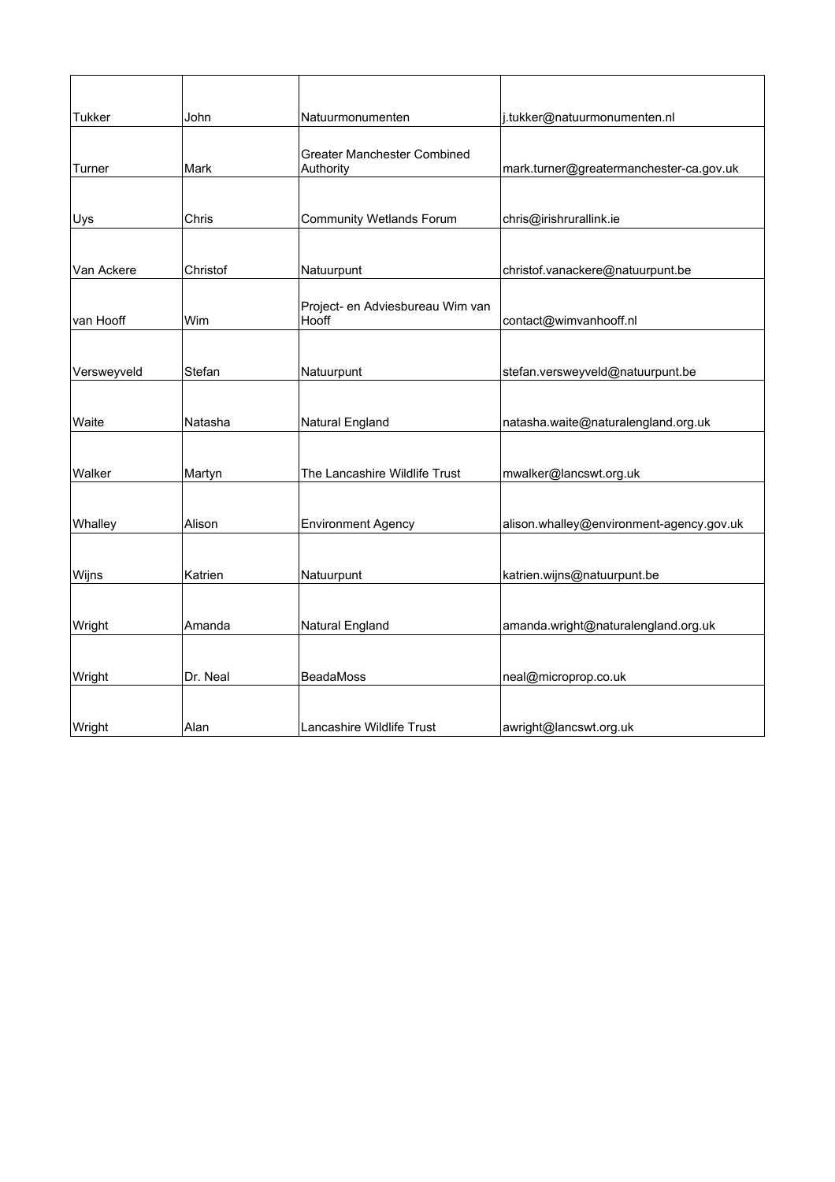| | | | |
|---|---|---|---|
| Tukker | John | Natuurmonumenten | j.tukker@natuurmonumenten.nl |
| Turner | Mark | Greater Manchester Combined Authority | mark.turner@greatermanchester-ca.gov.uk |
| Uys | Chris | Community Wetlands Forum | chris@irishrurallink.ie |
| Van Ackere | Christof | Natuurpunt | christof.vanackere@natuurpunt.be |
| van Hooff | Wim | Project- en Adviesbureau Wim van Hooff | contact@wimvanhooff.nl |
| Versweyveld | Stefan | Natuurpunt | stefan.versweyveld@natuurpunt.be |
| Waite | Natasha | Natural England | natasha.waite@naturalengland.org.uk |
| Walker | Martyn | The Lancashire Wildlife Trust | mwalker@lancswt.org.uk |
| Whalley | Alison | Environment Agency | alison.whalley@environment-agency.gov.uk |
| Wijns | Katrien | Natuurpunt | katrien.wijns@natuurpunt.be |
| Wright | Amanda | Natural England | amanda.wright@naturalengland.org.uk |
| Wright | Dr. Neal | BeadaMoss | neal@microprop.co.uk |
| Wright | Alan | Lancashire Wildlife Trust | awright@lancswt.org.uk |